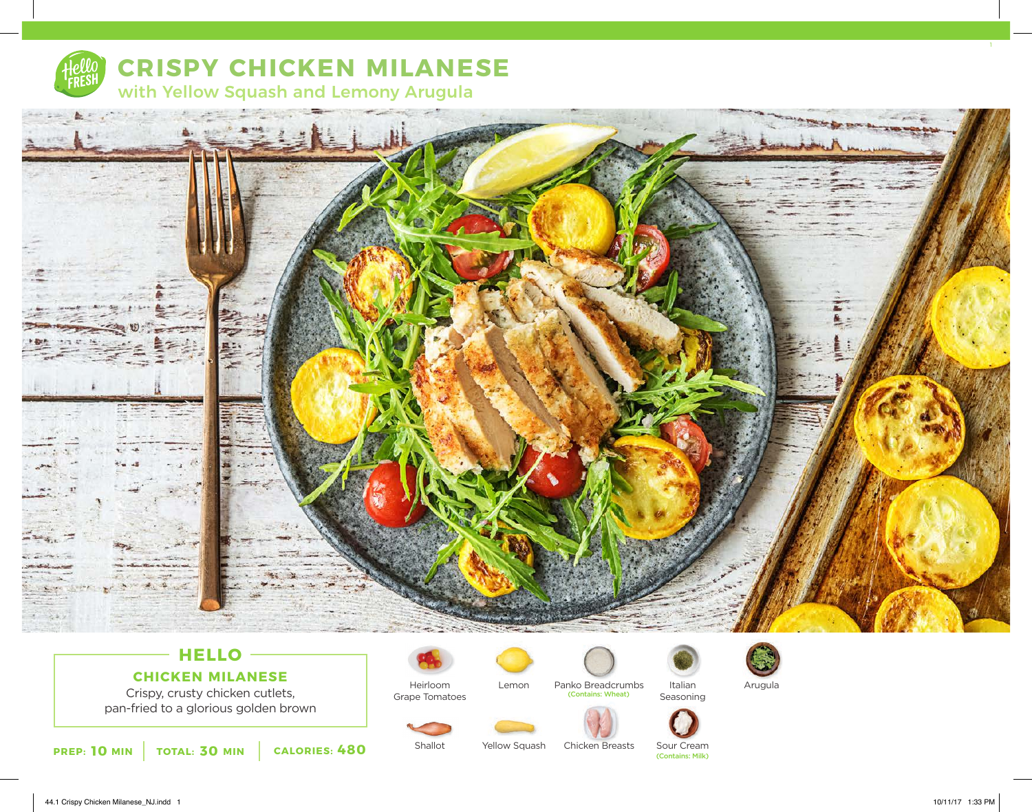# CRISPY CHICKEN MILANESE

## with Yellow Squash and Lemony Arugula

### HELLO

**CHICKEN MILANESE**

Crispy, crusty chicken cutlets, pan-fried to a glorious golden brown

**PREP: 10 MIN** | **TOTAL: 30 MIN** | **CALORIES: 480**

- Heirloom Grape Tomatoes
- Lemon
- Panko Breadcrumbs (Contains: Wheat)
- Italian Seasoning
- Arugula
- Shallot
- Yellow Squash
- Chicken Breasts
- Sour Cream (Contains: Milk)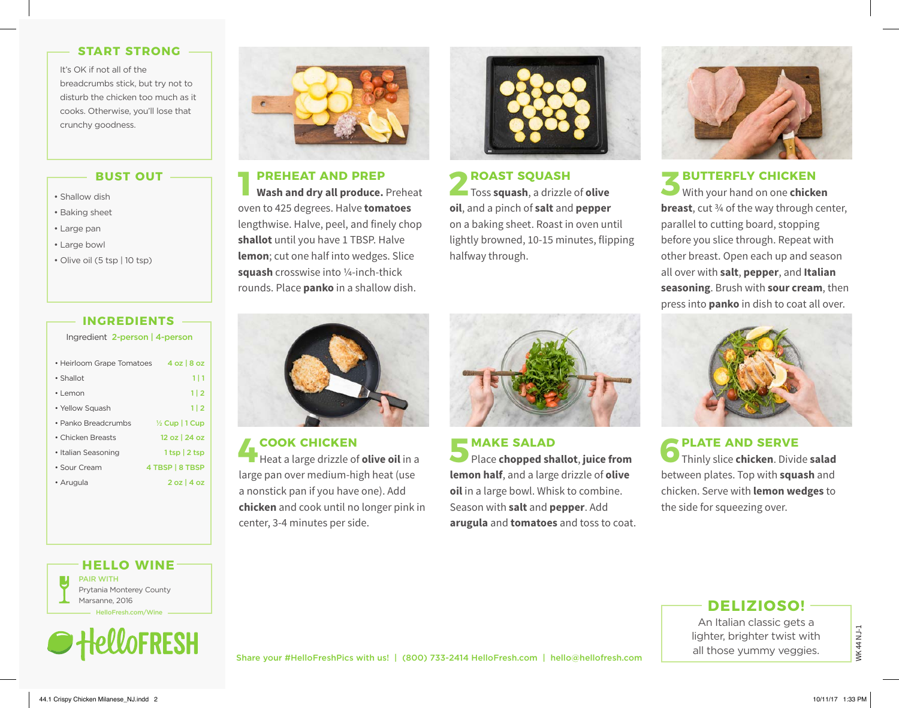## START STRONG

It's OK if not all of the breadcrumbs stick, but try not to disturb the chicken too much as it cooks. Otherwise, you'll lose that crunchy goodness.

## BUST OUT

- Shallow dish
- Baking sheet
- Large pan
- Large bowl
- Olive oil (5 tsp | 10 tsp)

## INGREDIENTS

| Ingredient | 2-person \| 4-person |
|---|---|
| Heirloom Grape Tomatoes | 4 oz \| 8 oz |
| Shallot | 1 \| 1 |
| Lemon | 1 \| 2 |
| Yellow Squash | 1 \| 2 |
| Panko Breadcrumbs | ½ Cup \| 1 Cup |
| Chicken Breasts | 12 oz \| 24 oz |
| Italian Seasoning | 1 tsp \| 2 tsp |
| Sour Cream | 4 TBSP \| 8 TBSP |
| Arugula | 2 oz \| 4 oz |

## HELLO WINE

PAIR WITH
Prytania Monterey County Marsanne, 2016

HelloFresh.com/Wine

HelloFRESH

## 1 PREHEAT AND PREP

**Wash and dry all produce.** Preheat oven to 425 degrees. Halve **tomatoes** lengthwise. Halve, peel, and finely chop **shallot** until you have 1 TBSP. Halve **lemon**; cut one half into wedges. Slice **squash** crosswise into ¼-inch-thick rounds. Place **panko** in a shallow dish.

## 2 ROAST SQUASH

Toss **squash**, a drizzle of **olive oil**, and a pinch of **salt** and **pepper** on a baking sheet. Roast in oven until lightly browned, 10-15 minutes, flipping halfway through.

## 3 BUTTERFLY CHICKEN

With your hand on one **chicken breast**, cut ¾ of the way through center, parallel to cutting board, stopping before you slice through. Repeat with other breast. Open each up and season all over with **salt**, **pepper**, and **Italian seasoning**. Brush with **sour cream**, then press into **panko** in dish to coat all over.

## 4 COOK CHICKEN

Heat a large drizzle of **olive oil** in a large pan over medium-high heat (use a nonstick pan if you have one). Add **chicken** and cook until no longer pink in center, 3-4 minutes per side.

## 5 MAKE SALAD

Place **chopped shallot**, **juice from lemon half**, and a large drizzle of **olive oil** in a large bowl. Whisk to combine. Season with **salt** and **pepper**. Add **arugula** and **tomatoes** and toss to coat.

## 6 PLATE AND SERVE

Thinly slice **chicken**. Divide **salad** between plates. Top with **squash** and chicken. Serve with **lemon wedges** to the side for squeezing over.

## DELIZIOSO!

An Italian classic gets a lighter, brighter twist with all those yummy veggies.

Share your #HelloFreshPics with us! | (800) 733-2414 HelloFresh.com | hello@hellofresh.com

WK 44 NJ-1